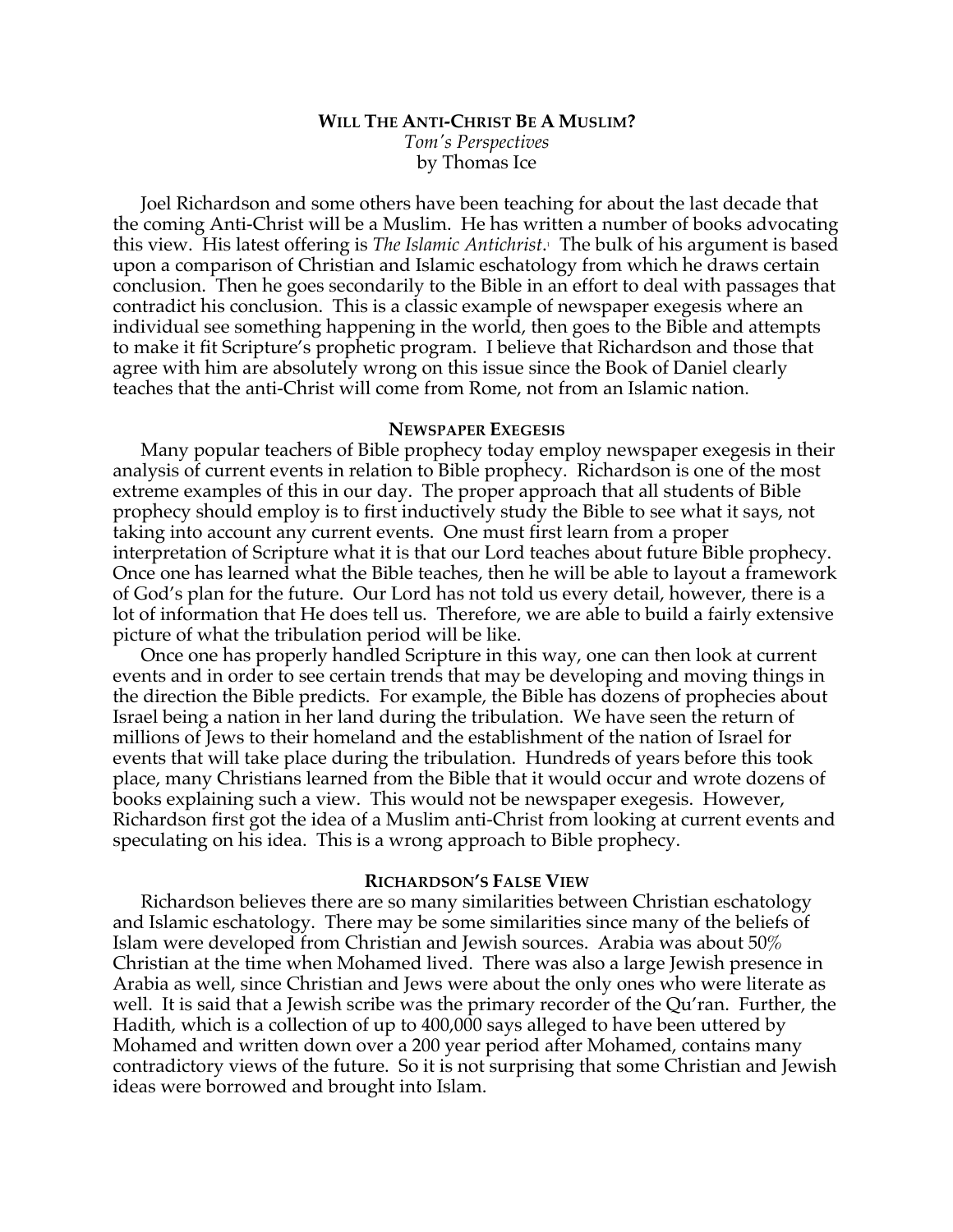**WILL THE ANTI-CHRIST BE A MUSLIM?**

*Tom's Perspectives*

by Thomas Ice

Joel Richardson and some others have been teaching for about the last decade that the coming Anti-Christ will be a Muslim. He has written a number of books advocating this view. His latest offering is *The Islamic Antichrist*.[1] The bulk of his argument is based upon a comparison of Christian and Islamic eschatology from which he draws certain conclusion. Then he goes secondarily to the Bible in an effort to deal with passages that contradict his conclusion. This is a classic example of newspaper exegesis where an individual see something happening in the world, then goes to the Bible and attempts to make it fit Scripture's prophetic program. I believe that Richardson and those that agree with him are absolutely wrong on this issue since the Book of Daniel clearly teaches that the anti-Christ will come from Rome, not from an Islamic nation.

**NEWSPAPER EXEGESIS**

Many popular teachers of Bible prophecy today employ newspaper exegesis in their analysis of current events in relation to Bible prophecy. Richardson is one of the most extreme examples of this in our day. The proper approach that all students of Bible prophecy should employ is to first inductively study the Bible to see what it says, not taking into account any current events. One must first learn from a proper interpretation of Scripture what it is that our Lord teaches about future Bible prophecy. Once one has learned what the Bible teaches, then he will be able to layout a framework of God's plan for the future. Our Lord has not told us every detail, however, there is a lot of information that He does tell us. Therefore, we are able to build a fairly extensive picture of what the tribulation period will be like.

Once one has properly handled Scripture in this way, one can then look at current events and in order to see certain trends that may be developing and moving things in the direction the Bible predicts. For example, the Bible has dozens of prophecies about Israel being a nation in her land during the tribulation. We have seen the return of millions of Jews to their homeland and the establishment of the nation of Israel for events that will take place during the tribulation. Hundreds of years before this took place, many Christians learned from the Bible that it would occur and wrote dozens of books explaining such a view. This would not be newspaper exegesis. However, Richardson first got the idea of a Muslim anti-Christ from looking at current events and speculating on his idea. This is a wrong approach to Bible prophecy.

**RICHARDSON'S FALSE VIEW**

Richardson believes there are so many similarities between Christian eschatology and Islamic eschatology. There may be some similarities since many of the beliefs of Islam were developed from Christian and Jewish sources. Arabia was about 50% Christian at the time when Mohamed lived. There was also a large Jewish presence in Arabia as well, since Christian and Jews were about the only ones who were literate as well. It is said that a Jewish scribe was the primary recorder of the Qu'ran. Further, the Hadith, which is a collection of up to 400,000 says alleged to have been uttered by Mohamed and written down over a 200 year period after Mohamed, contains many contradictory views of the future. So it is not surprising that some Christian and Jewish ideas were borrowed and brought into Islam.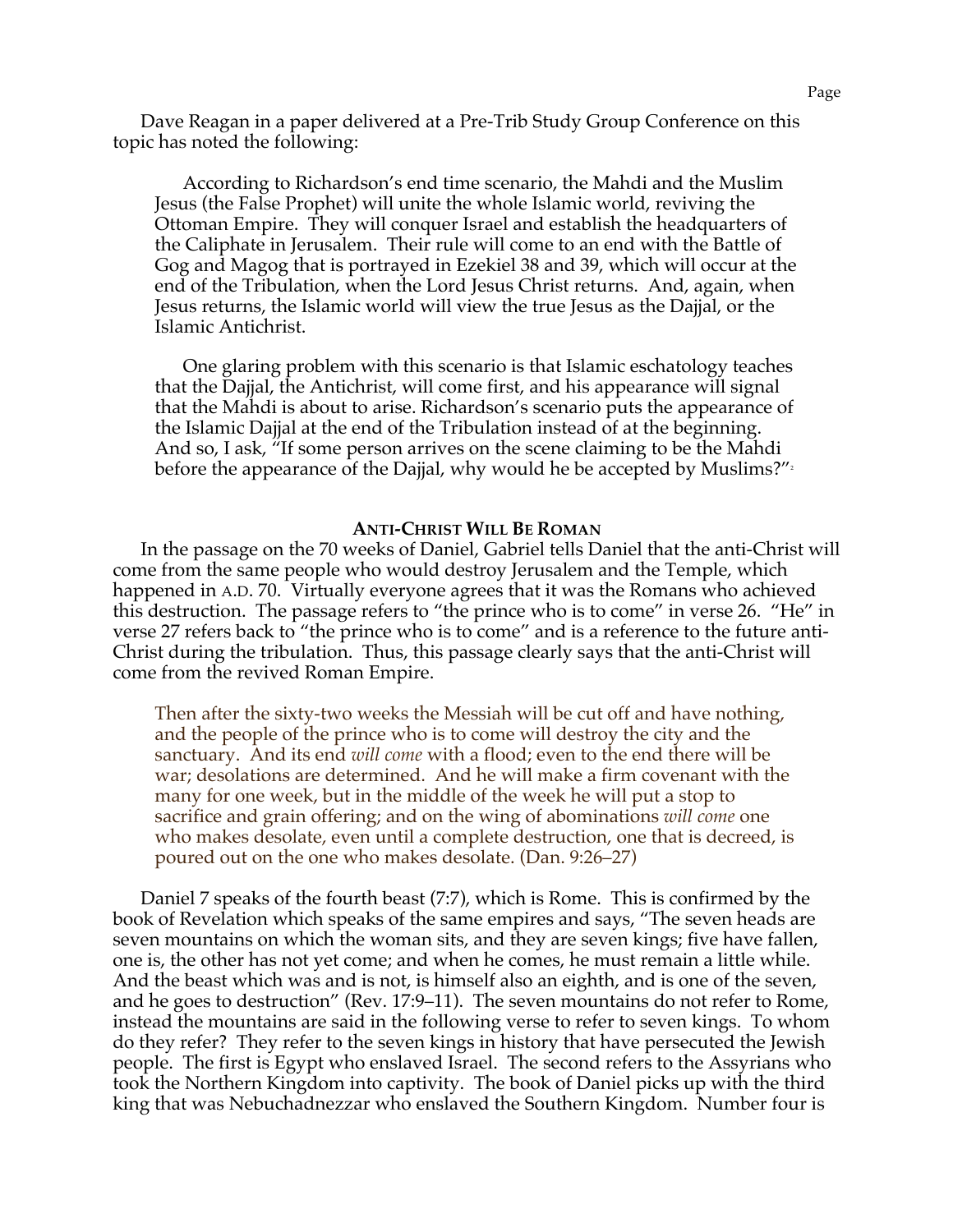Dave Reagan in a paper delivered at a Pre-Trib Study Group Conference on this topic has noted the following:

> According to Richardson's end time scenario, the Mahdi and the Muslim Jesus (the False Prophet) will unite the whole Islamic world, reviving the Ottoman Empire. They will conquer Israel and establish the headquarters of the Caliphate in Jerusalem. Their rule will come to an end with the Battle of Gog and Magog that is portrayed in Ezekiel 38 and 39, which will occur at the end of the Tribulation, when the Lord Jesus Christ returns. And, again, when Jesus returns, the Islamic world will view the true Jesus as the Dajjal, or the Islamic Antichrist.
>
> One glaring problem with this scenario is that Islamic eschatology teaches that the Dajjal, the Antichrist, will come first, and his appearance will signal that the Mahdi is about to arise. Richardson's scenario puts the appearance of the Islamic Dajjal at the end of the Tribulation instead of at the beginning. And so, I ask, "If some person arrives on the scene claiming to be the Mahdi before the appearance of the Dajjal, why would he be accepted by Muslims?"[2]

### ANTI-CHRIST WILL BE ROMAN

In the passage on the 70 weeks of Daniel, Gabriel tells Daniel that the anti-Christ will come from the same people who would destroy Jerusalem and the Temple, which happened in A.D. 70. Virtually everyone agrees that it was the Romans who achieved this destruction. The passage refers to "the prince who is to come" in verse 26. "He" in verse 27 refers back to "the prince who is to come" and is a reference to the future anti-Christ during the tribulation. Thus, this passage clearly says that the anti-Christ will come from the revived Roman Empire.

> Then after the sixty-two weeks the Messiah will be cut off and have nothing, and the people of the prince who is to come will destroy the city and the sanctuary. And its end *will come* with a flood; even to the end there will be war; desolations are determined. And he will make a firm covenant with the many for one week, but in the middle of the week he will put a stop to sacrifice and grain offering; and on the wing of abominations *will come* one who makes desolate, even until a complete destruction, one that is decreed, is poured out on the one who makes desolate. (Dan. 9:26–27)

Daniel 7 speaks of the fourth beast (7:7), which is Rome. This is confirmed by the book of Revelation which speaks of the same empires and says, "The seven heads are seven mountains on which the woman sits, and they are seven kings; five have fallen, one is, the other has not yet come; and when he comes, he must remain a little while. And the beast which was and is not, is himself also an eighth, and is one of the seven, and he goes to destruction" (Rev. 17:9–11). The seven mountains do not refer to Rome, instead the mountains are said in the following verse to refer to seven kings. To whom do they refer? They refer to the seven kings in history that have persecuted the Jewish people. The first is Egypt who enslaved Israel. The second refers to the Assyrians who took the Northern Kingdom into captivity. The book of Daniel picks up with the third king that was Nebuchadnezzar who enslaved the Southern Kingdom. Number four is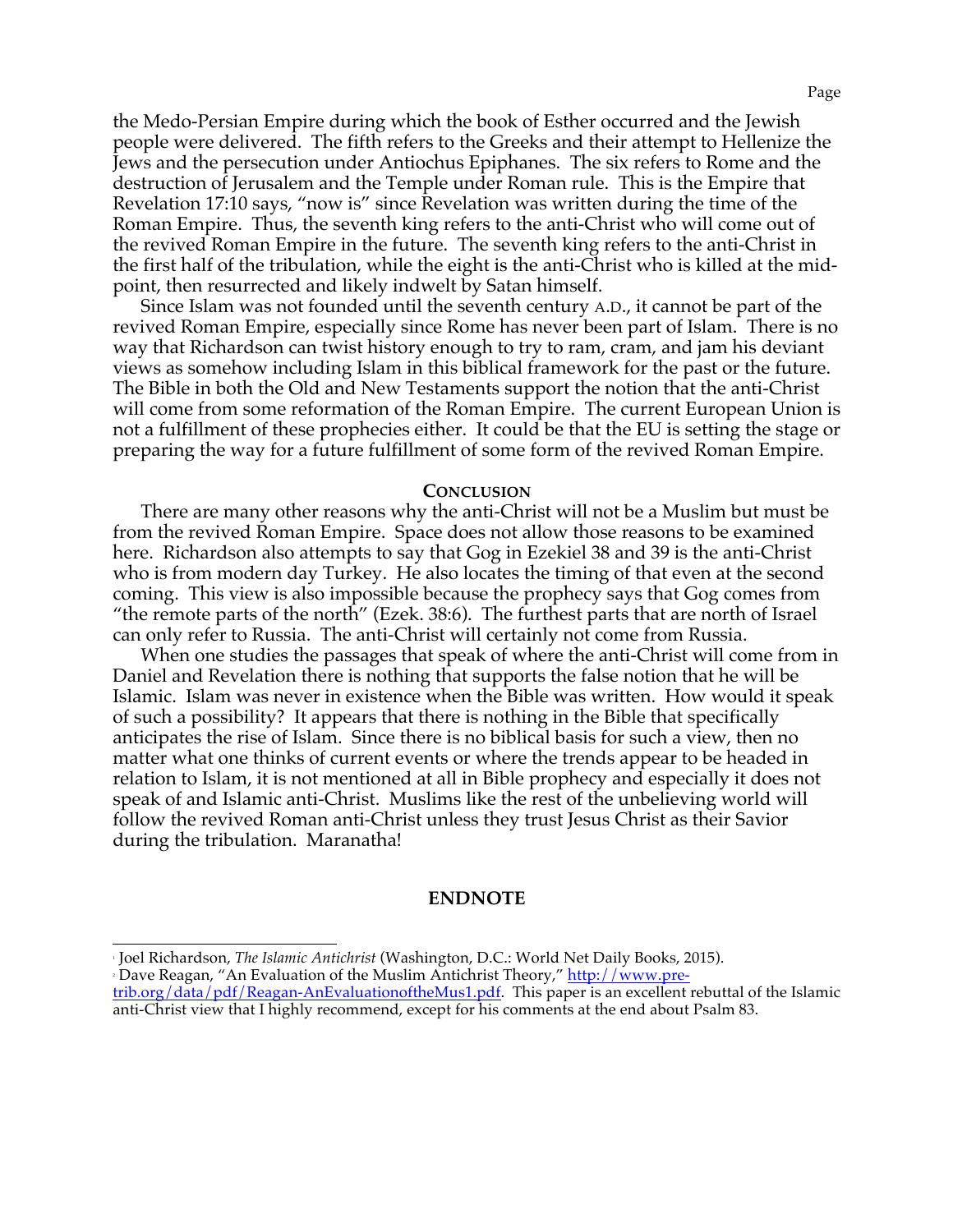the Medo-Persian Empire during which the book of Esther occurred and the Jewish people were delivered. The fifth refers to the Greeks and their attempt to Hellenize the Jews and the persecution under Antiochus Epiphanes. The six refers to Rome and the destruction of Jerusalem and the Temple under Roman rule. This is the Empire that Revelation 17:10 says, "now is" since Revelation was written during the time of the Roman Empire. Thus, the seventh king refers to the anti-Christ who will come out of the revived Roman Empire in the future. The seventh king refers to the anti-Christ in the first half of the tribulation, while the eight is the anti-Christ who is killed at the mid-point, then resurrected and likely indwelt by Satan himself.

Since Islam was not founded until the seventh century A.D., it cannot be part of the revived Roman Empire, especially since Rome has never been part of Islam. There is no way that Richardson can twist history enough to try to ram, cram, and jam his deviant views as somehow including Islam in this biblical framework for the past or the future. The Bible in both the Old and New Testaments support the notion that the anti-Christ will come from some reformation of the Roman Empire. The current European Union is not a fulfillment of these prophecies either. It could be that the EU is setting the stage or preparing the way for a future fulfillment of some form of the revived Roman Empire.

## CONCLUSION

There are many other reasons why the anti-Christ will not be a Muslim but must be from the revived Roman Empire. Space does not allow those reasons to be examined here. Richardson also attempts to say that Gog in Ezekiel 38 and 39 is the anti-Christ who is from modern day Turkey. He also locates the timing of that even at the second coming. This view is also impossible because the prophecy says that Gog comes from "the remote parts of the north" (Ezek. 38:6). The furthest parts that are north of Israel can only refer to Russia. The anti-Christ will certainly not come from Russia.

When one studies the passages that speak of where the anti-Christ will come from in Daniel and Revelation there is nothing that supports the false notion that he will be Islamic. Islam was never in existence when the Bible was written. How would it speak of such a possibility? It appears that there is nothing in the Bible that specifically anticipates the rise of Islam. Since there is no biblical basis for such a view, then no matter what one thinks of current events or where the trends appear to be headed in relation to Islam, it is not mentioned at all in Bible prophecy and especially it does not speak of and Islamic anti-Christ. Muslims like the rest of the unbelieving world will follow the revived Roman anti-Christ unless they trust Jesus Christ as their Savior during the tribulation. Maranatha!

## ENDNOTE

[1] Joel Richardson, *The Islamic Antichrist* (Washington, D.C.: World Net Daily Books, 2015).

[2] Dave Reagan, "An Evaluation of the Muslim Antichrist Theory," [http://www.pre-trib.org/data/pdf/Reagan-AnEvaluationoftheMus1.pdf](http://www.pre-trib.org/data/pdf/Reagan-AnEvaluationoftheMus1.pdf). This paper is an excellent rebuttal of the Islamic anti-Christ view that I highly recommend, except for his comments at the end about Psalm 83.